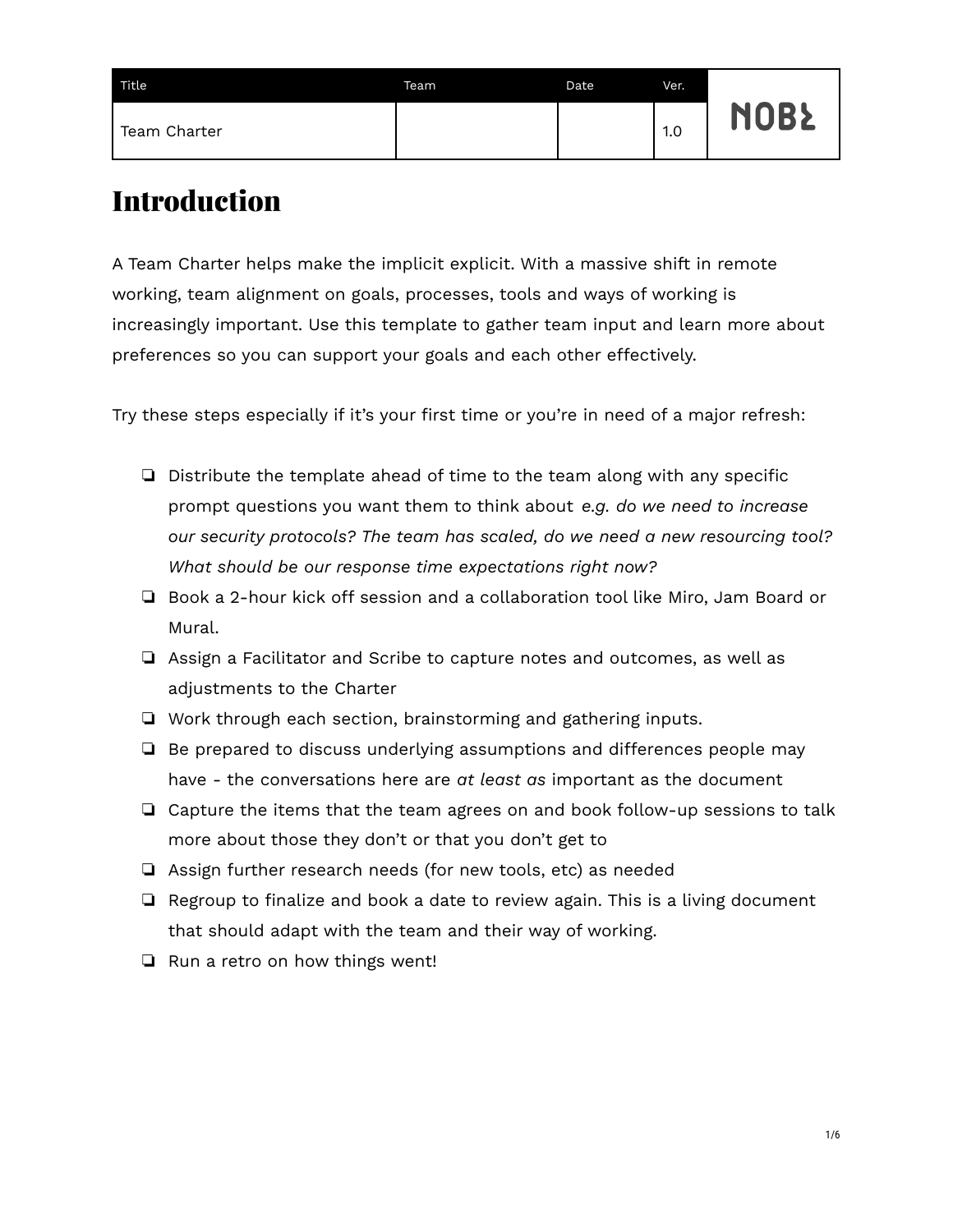| Title | Team | Date | Ver. | NOBL |
| --- | --- | --- | --- | --- |
| Team Charter | | | 1.0 | |

# Introduction

A Team Charter helps make the implicit explicit. With a massive shift in remote working, team alignment on goals, processes, tools and ways of working is increasingly important. Use this template to gather team input and learn more about preferences so you can support your goals and each other effectively.

Try these steps especially if it's your first time or you're in need of a major refresh:

- [ ] Distribute the template ahead of time to the team along with any specific prompt questions you want them to think about *e.g. do we need to increase our security protocols? The team has scaled, do we need a new resourcing tool? What should be our response time expectations right now?*
- [ ] Book a 2-hour kick off session and a collaboration tool like Miro, Jam Board or Mural.
- [ ] Assign a Facilitator and Scribe to capture notes and outcomes, as well as adjustments to the Charter
- [ ] Work through each section, brainstorming and gathering inputs.
- [ ] Be prepared to discuss underlying assumptions and differences people may have - the conversations here are *at least as* important as the document
- [ ] Capture the items that the team agrees on and book follow-up sessions to talk more about those they don't or that you don't get to
- [ ] Assign further research needs (for new tools, etc) as needed
- [ ] Regroup to finalize and book a date to review again. This is a living document that should adapt with the team and their way of working.
- [ ] Run a retro on how things went!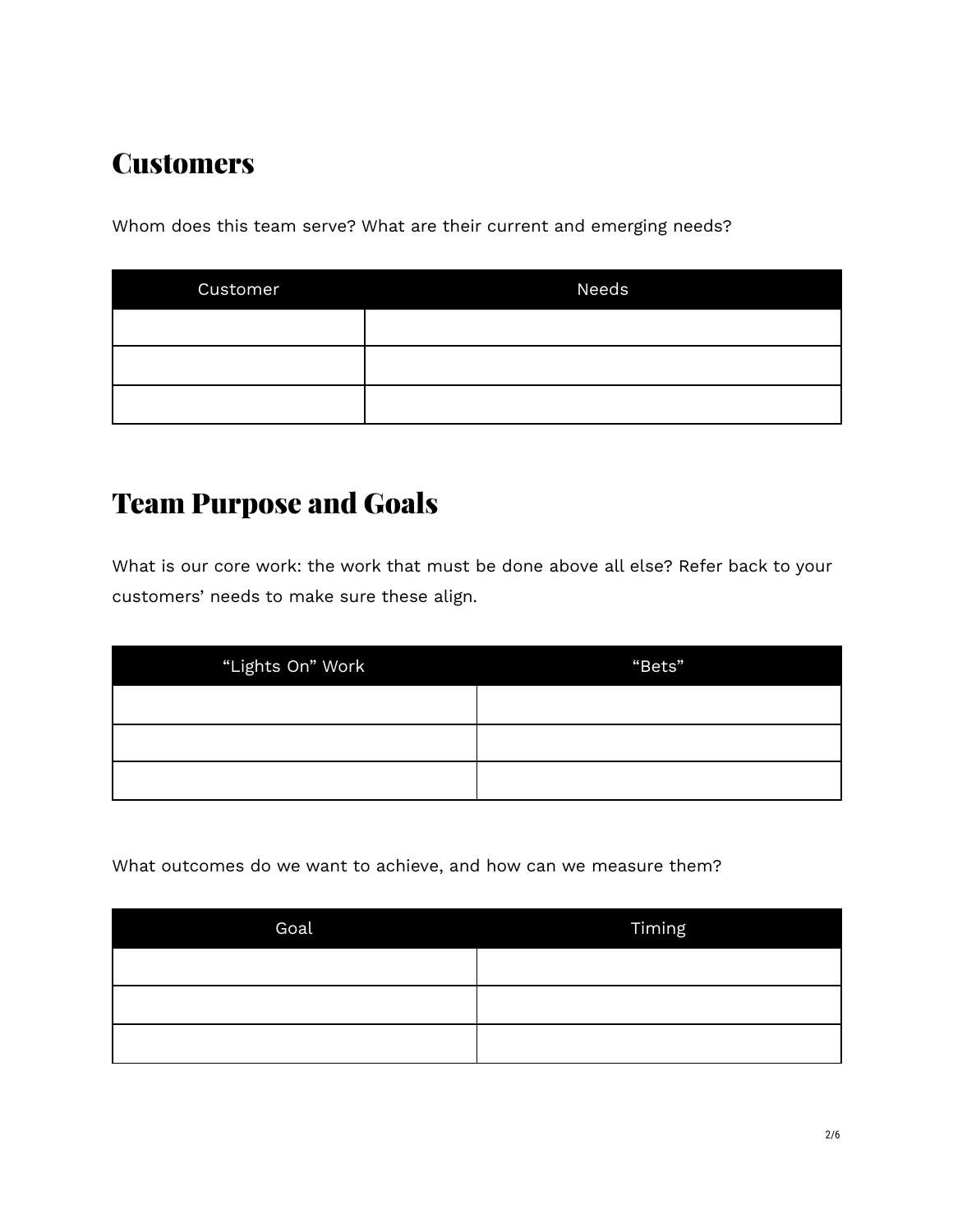## Customers

Whom does this team serve? What are their current and emerging needs?

| Customer | Needs |
|---|---|
| | |
| | |
| | |

## Team Purpose and Goals

What is our core work: the work that must be done above all else? Refer back to your customers' needs to make sure these align.

| "Lights On" Work | "Bets" |
|---|---|
| | |
| | |
| | |

What outcomes do we want to achieve, and how can we measure them?

| Goal | Timing |
|---|---|
| | |
| | |
| | |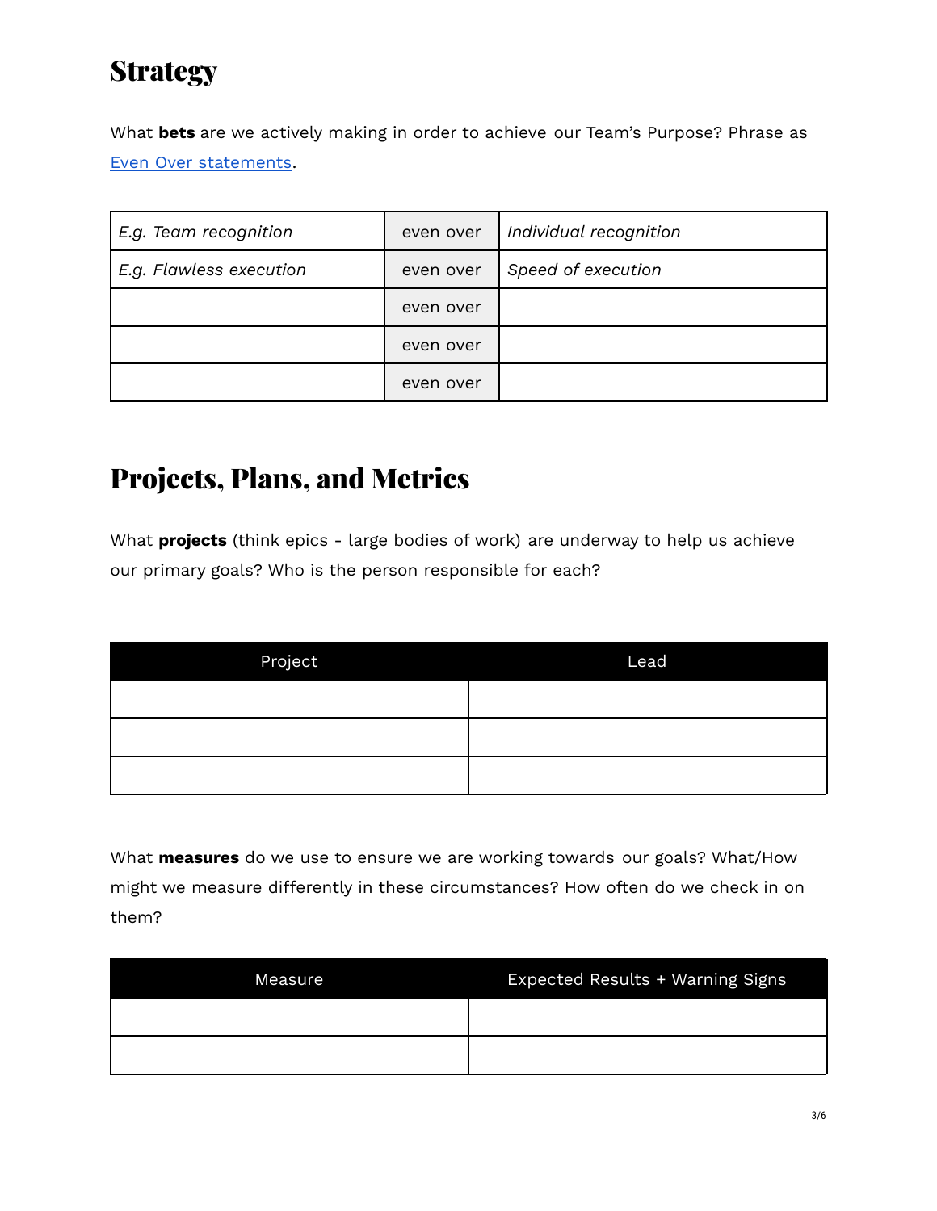# Strategy

What **bets** are we actively making in order to achieve our Team's Purpose? Phrase as [Even Over statements](#).

| | | |
|---|---|---|
| *E.g. Team recognition* | even over | *Individual recognition* |
| *E.g. Flawless execution* | even over | *Speed of execution* |
| | even over | |
| | even over | |
| | even over | |

# Projects, Plans, and Metrics

What **projects** (think epics - large bodies of work) are underway to help us achieve our primary goals? Who is the person responsible for each?

| Project | Lead |
|---|---|
| | |
| | |
| | |

What **measures** do we use to ensure we are working towards our goals? What/How might we measure differently in these circumstances? How often do we check in on them?

| Measure | Expected Results + Warning Signs |
|---|---|
| | |
| | |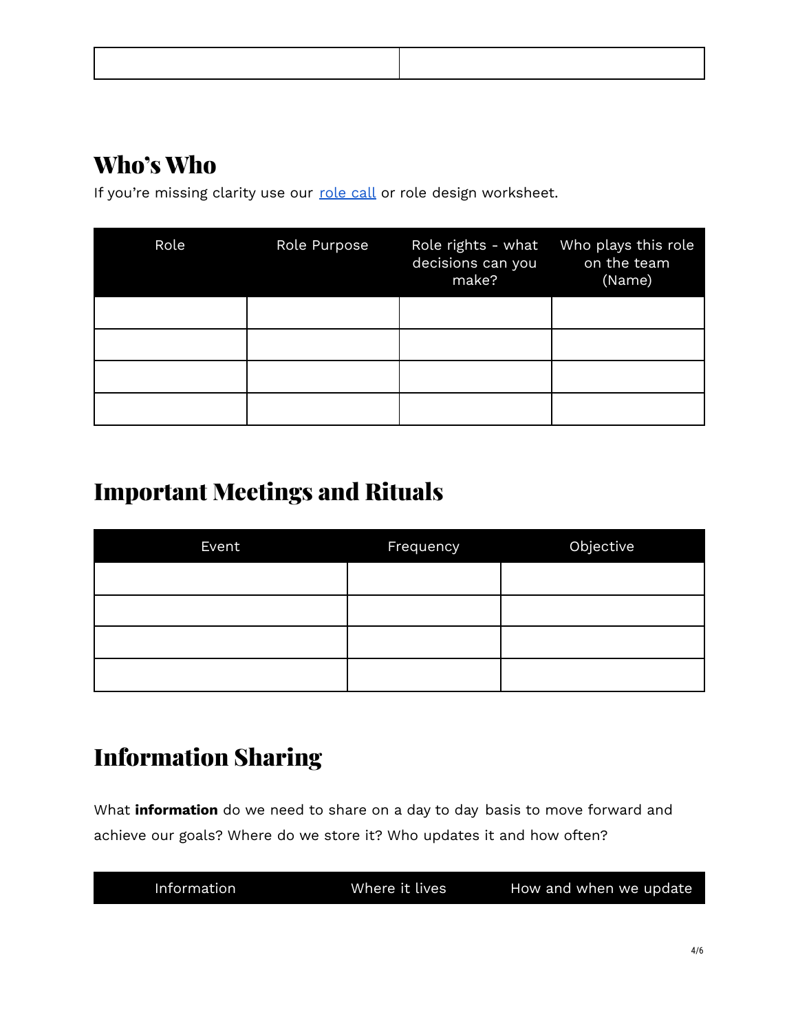| | |
|---|---|
| | |

## Who's Who

If you're missing clarity use our [role call]() or role design worksheet.

| Role | Role Purpose | Role rights - what decisions can you make? | Who plays this role on the team (Name) |
|---|---|---|---|
| | | | |
| | | | |
| | | | |
| | | | |

## Important Meetings and Rituals

| Event | Frequency | Objective |
|---|---|---|
| | | |
| | | |
| | | |
| | | |

## Information Sharing

What **information** do we need to share on a day to day basis to move forward and achieve our goals? Where do we store it? Who updates it and how often?

| Information | Where it lives | How and when we update |
|---|---|---|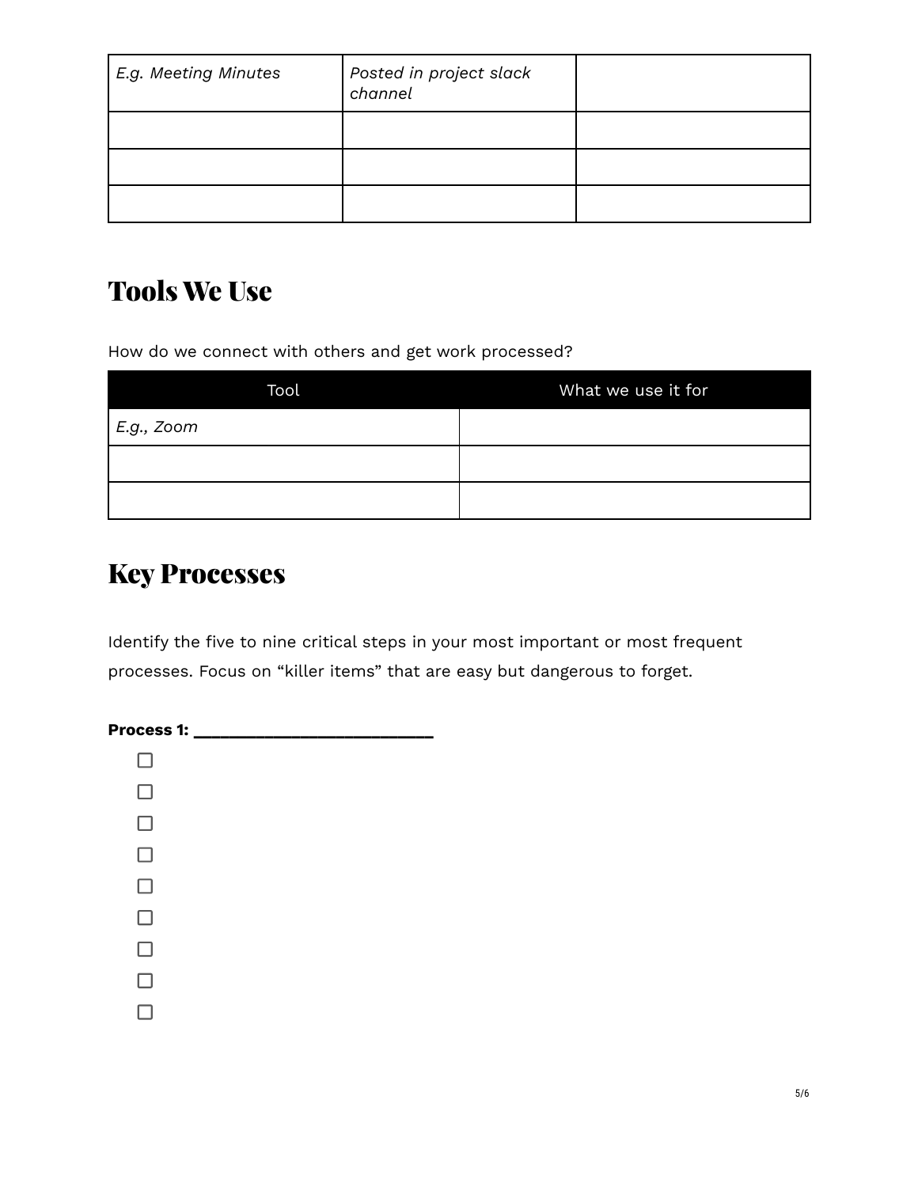| | | |
|---|---|---|
| *E.g. Meeting Minutes* | *Posted in project slack channel* | |
| | | |
| | | |
| | | |

## Tools We Use

How do we connect with others and get work processed?

| Tool | What we use it for |
|---|---|
| *E.g., Zoom* | |
| | |
| | |

## Key Processes

Identify the five to nine critical steps in your most important or most frequent processes. Focus on "killer items" that are easy but dangerous to forget.

**Process 1: ___________________________**

- [ ] 
- [ ] 
- [ ] 
- [ ] 
- [ ] 
- [ ] 
- [ ] 
- [ ] 
- [ ]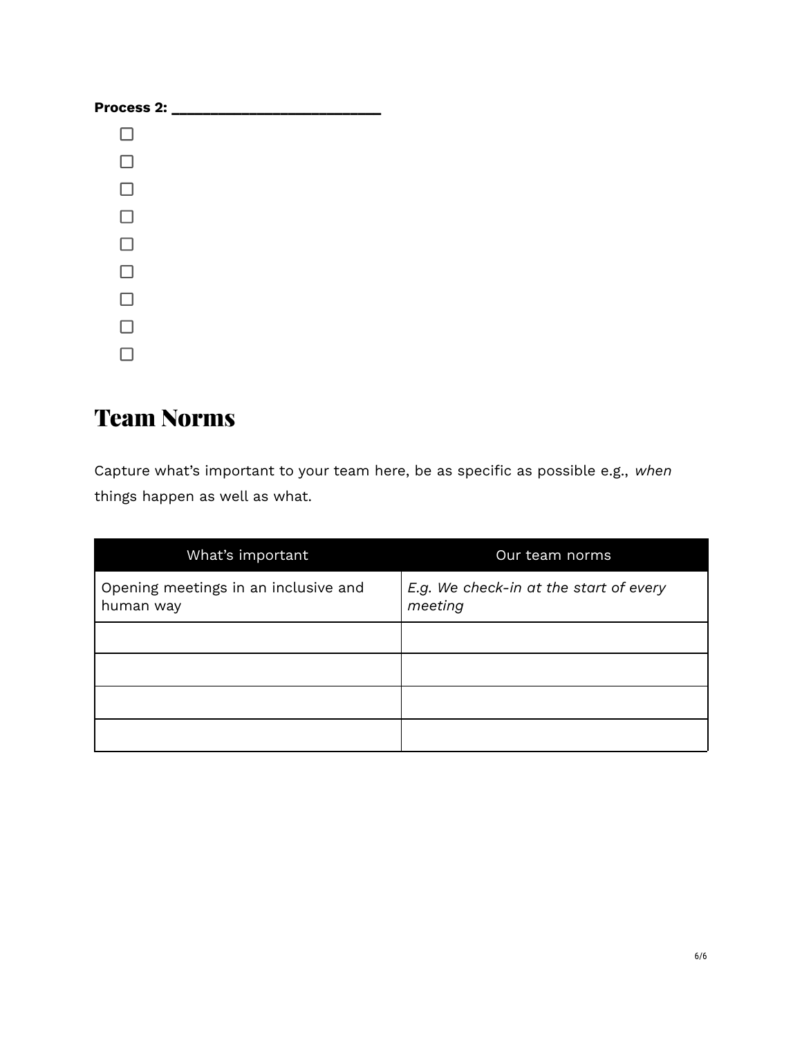**Process 2: ___________________________**

- [ ] 
- [ ] 
- [ ] 
- [ ] 
- [ ] 
- [ ] 
- [ ] 
- [ ] 
- [ ] 

# Team Norms

Capture what's important to your team here, be as specific as possible e.g., *when* things happen as well as what.

| What's important | Our team norms |
| --- | --- |
| Opening meetings in an inclusive and human way | *E.g. We check-in at the start of every meeting* |
| | |
| | |
| | |
| | |